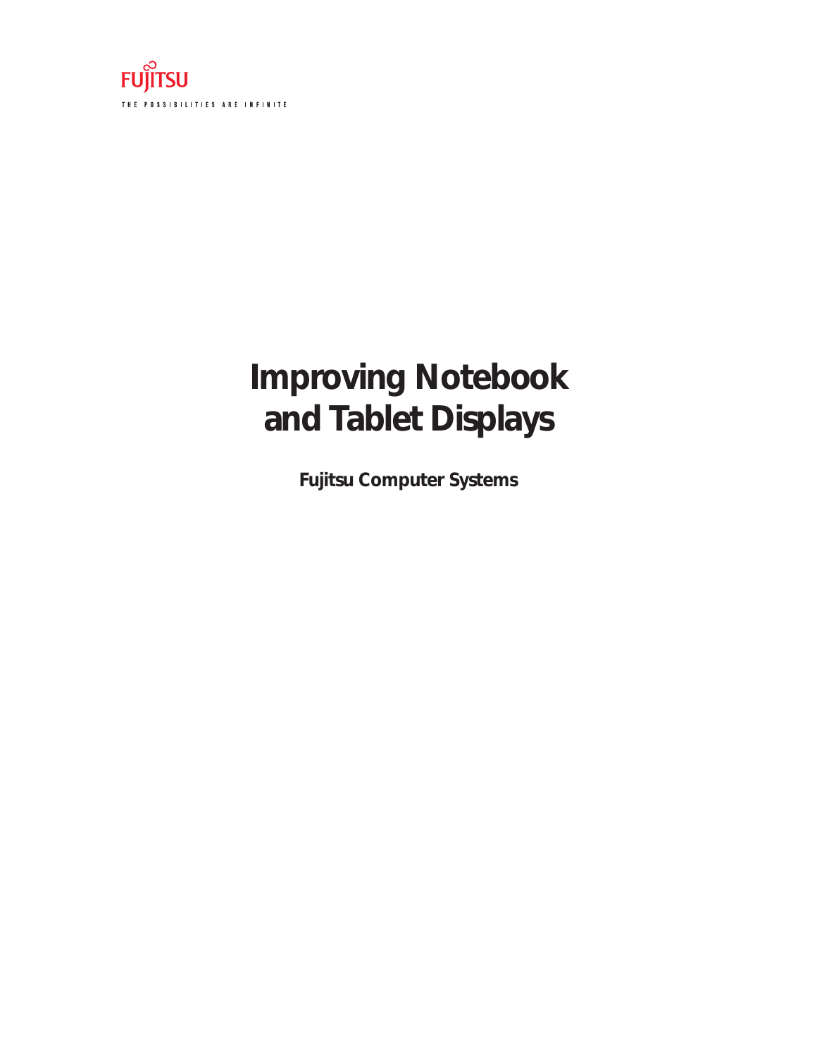FUJITSU

THE POSSIBILITIES ARE INFINITE

# Improving Notebook and Tablet Displays

**Fujitsu Computer Systems**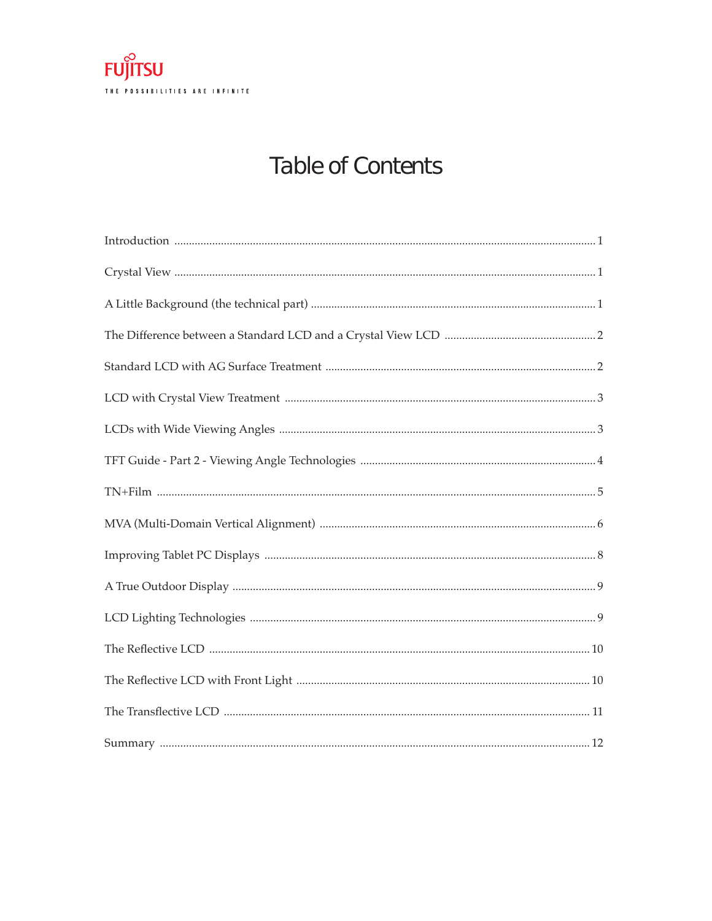# Table of Contents

| | |
|---|---|
| Introduction | 1 |
| Crystal View | 1 |
| A Little Background (the technical part) | 1 |
| The Difference between a Standard LCD and a Crystal View LCD | 2 |
| Standard LCD with AG Surface Treatment | 2 |
| LCD with Crystal View Treatment | 3 |
| LCDs with Wide Viewing Angles | 3 |
| TFT Guide - Part 2 - Viewing Angle Technologies | 4 |
| TN+Film | 5 |
| MVA (Multi-Domain Vertical Alignment) | 6 |
| Improving Tablet PC Displays | 8 |
| A True Outdoor Display | 9 |
| LCD Lighting Technologies | 9 |
| The Reflective LCD | 10 |
| The Reflective LCD with Front Light | 10 |
| The Transflective LCD | 11 |
| Summary | 12 |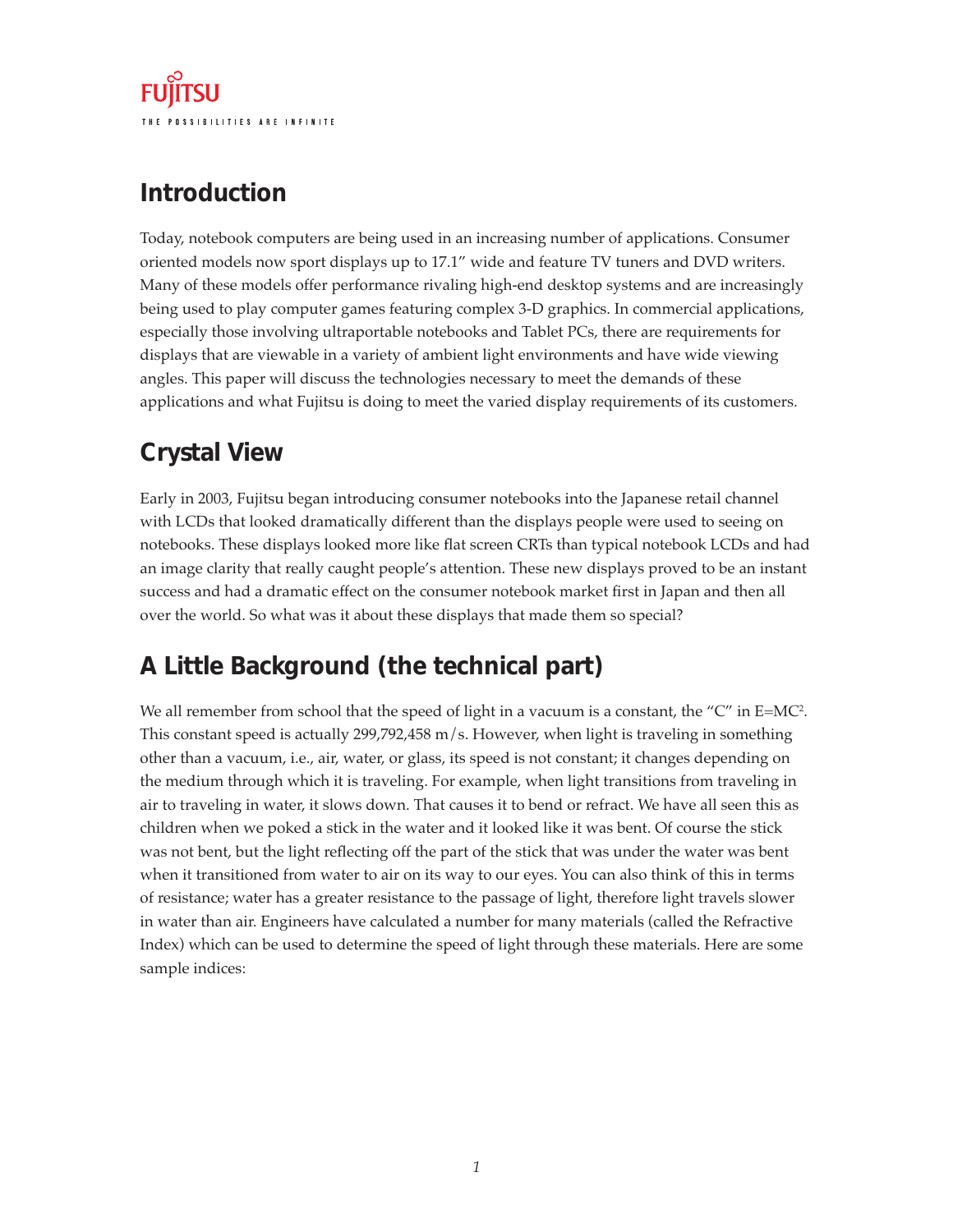## Introduction

Today, notebook computers are being used in an increasing number of applications. Consumer oriented models now sport displays up to 17.1” wide and feature TV tuners and DVD writers. Many of these models offer performance rivaling high-end desktop systems and are increasingly being used to play computer games featuring complex 3-D graphics. In commercial applications, especially those involving ultraportable notebooks and Tablet PCs, there are requirements for displays that are viewable in a variety of ambient light environments and have wide viewing angles. This paper will discuss the technologies necessary to meet the demands of these applications and what Fujitsu is doing to meet the varied display requirements of its customers.

## Crystal View

Early in 2003, Fujitsu began introducing consumer notebooks into the Japanese retail channel with LCDs that looked dramatically different than the displays people were used to seeing on notebooks. These displays looked more like flat screen CRTs than typical notebook LCDs and had an image clarity that really caught people’s attention. These new displays proved to be an instant success and had a dramatic effect on the consumer notebook market first in Japan and then all over the world. So what was it about these displays that made them so special?

## A Little Background (the technical part)

We all remember from school that the speed of light in a vacuum is a constant, the “C” in $E=MC^2$. This constant speed is actually 299,792,458 m/s. However, when light is traveling in something other than a vacuum, i.e., air, water, or glass, its speed is not constant; it changes depending on the medium through which it is traveling. For example, when light transitions from traveling in air to traveling in water, it slows down. That causes it to bend or refract. We have all seen this as children when we poked a stick in the water and it looked like it was bent. Of course the stick was not bent, but the light reflecting off the part of the stick that was under the water was bent when it transitioned from water to air on its way to our eyes. You can also think of this in terms of resistance; water has a greater resistance to the passage of light, therefore light travels slower in water than air. Engineers have calculated a number for many materials (called the Refractive Index) which can be used to determine the speed of light through these materials. Here are some sample indices: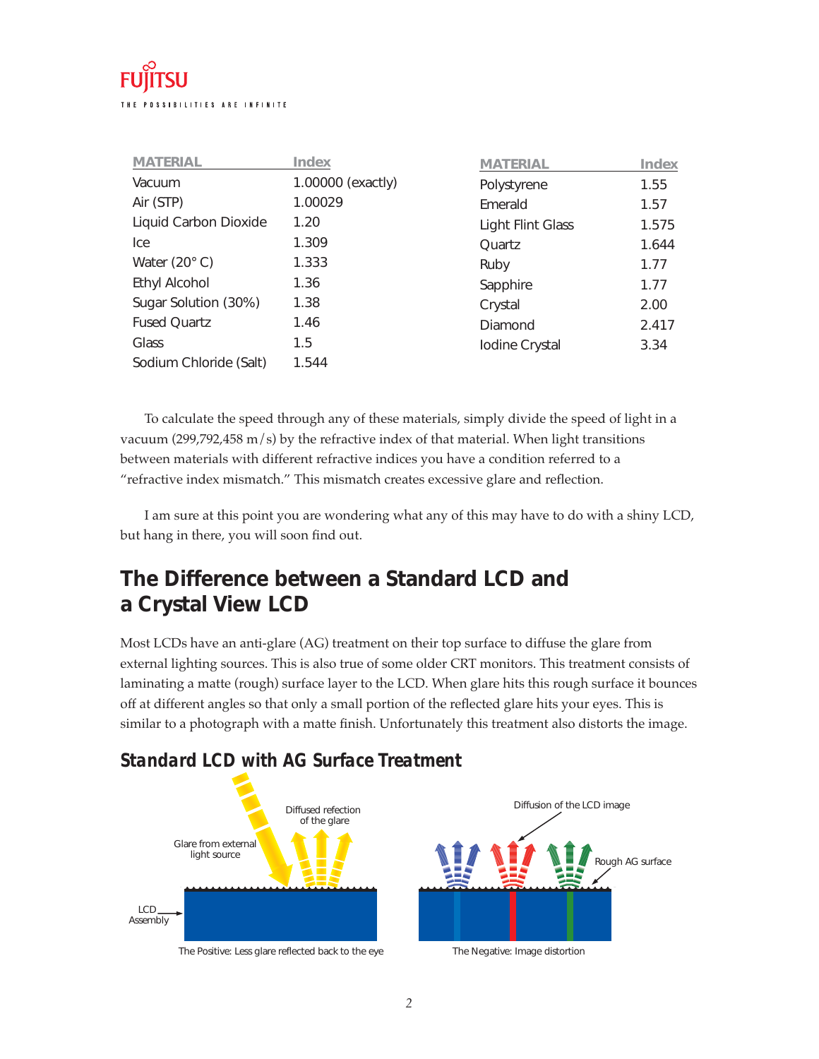| MATERIAL | Index |
|---|---|
| Vacuum | 1.00000 (exactly) |
| Air (STP) | 1.00029 |
| Liquid Carbon Dioxide | 1.20 |
| Ice | 1.309 |
| Water (20° C) | 1.333 |
| Ethyl Alcohol | 1.36 |
| Sugar Solution (30%) | 1.38 |
| Fused Quartz | 1.46 |
| Glass | 1.5 |
| Sodium Chloride (Salt) | 1.544 |

| MATERIAL | Index |
|---|---|
| Polystyrene | 1.55 |
| Emerald | 1.57 |
| Light Flint Glass | 1.575 |
| Quartz | 1.644 |
| Ruby | 1.77 |
| Sapphire | 1.77 |
| Crystal | 2.00 |
| Diamond | 2.417 |
| Iodine Crystal | 3.34 |

To calculate the speed through any of these materials, simply divide the speed of light in a vacuum (299,792,458 m/s) by the refractive index of that material. When light transitions between materials with different refractive indices you have a condition referred to a "refractive index mismatch." This mismatch creates excessive glare and reflection.

I am sure at this point you are wondering what any of this may have to do with a shiny LCD, but hang in there, you will soon find out.

## The Difference between a Standard LCD and a Crystal View LCD

Most LCDs have an anti-glare (AG) treatment on their top surface to diffuse the glare from external lighting sources. This is also true of some older CRT monitors. This treatment consists of laminating a matte (rough) surface layer to the LCD. When glare hits this rough surface it bounces off at different angles so that only a small portion of the reflected glare hits your eyes. This is similar to a photograph with a matte finish. Unfortunately this treatment also distorts the image.

### *Standard LCD with AG Surface Treatment*

Glare from external light source — Diffused refection of the glare — LCD Assembly

The Positive: Less glare reflected back to the eye

Diffusion of the LCD image — Rough AG surface

The Negative: Image distortion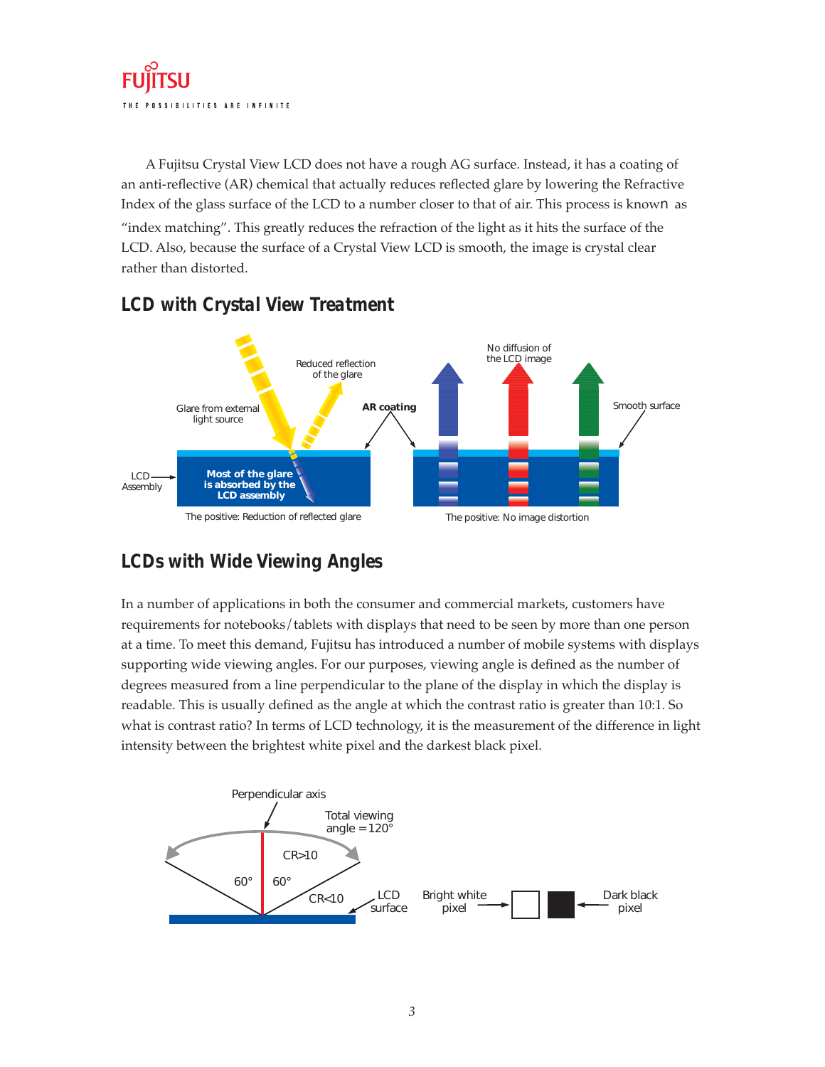A Fujitsu Crystal View LCD does not have a rough AG surface. Instead, it has a coating of an anti-reflective (AR) chemical that actually reduces reflected glare by lowering the Refractive Index of the glass surface of the LCD to a number closer to that of air. This process is known as "index matching". This greatly reduces the refraction of the light as it hits the surface of the LCD. Also, because the surface of a Crystal View LCD is smooth, the image is crystal clear rather than distorted.

## LCD with Crystal View Treatment

Glare from external light source

Reduced reflection of the glare

AR coating

No diffusion of the LCD image

Smooth surface

LCD Assembly

**Most of the glare is absorbed by the LCD assembly**

The positive: Reduction of reflected glare

The positive: No image distortion

## LCDs with Wide Viewing Angles

In a number of applications in both the consumer and commercial markets, customers have requirements for notebooks/tablets with displays that need to be seen by more than one person at a time. To meet this demand, Fujitsu has introduced a number of mobile systems with displays supporting wide viewing angles. For our purposes, viewing angle is defined as the number of degrees measured from a line perpendicular to the plane of the display in which the display is readable. This is usually defined as the angle at which the contrast ratio is greater than 10:1. So what is contrast ratio? In terms of LCD technology, it is the measurement of the difference in light intensity between the brightest white pixel and the darkest black pixel.

Perpendicular axis

Total viewing angle = 120°

CR>10

60° 60°

CR<10

LCD surface

Bright white pixel

Dark black pixel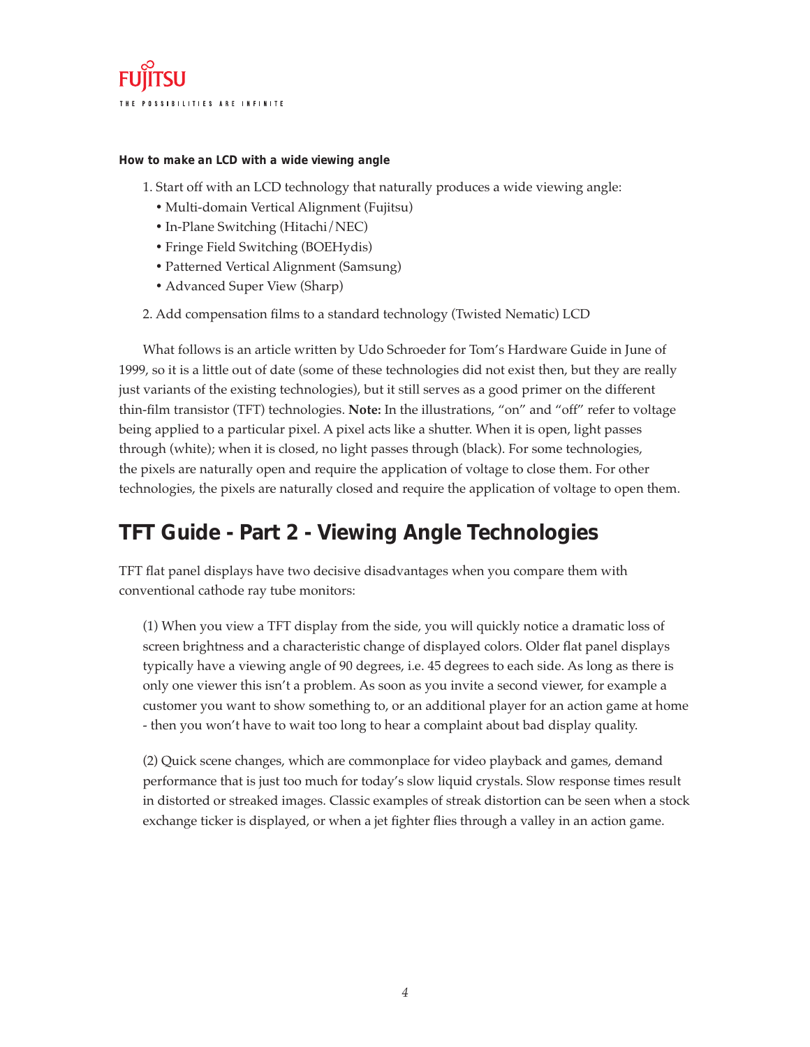**How to make an LCD with a wide viewing angle**

1. Start off with an LCD technology that naturally produces a wide viewing angle:
   - Multi-domain Vertical Alignment (Fujitsu)
   - In-Plane Switching (Hitachi/NEC)
   - Fringe Field Switching (BOEHydis)
   - Patterned Vertical Alignment (Samsung)
   - Advanced Super View (Sharp)
2. Add compensation films to a standard technology (Twisted Nematic) LCD

What follows is an article written by Udo Schroeder for Tom's Hardware Guide in June of 1999, so it is a little out of date (some of these technologies did not exist then, but they are really just variants of the existing technologies), but it still serves as a good primer on the different thin-film transistor (TFT) technologies. **Note:** In the illustrations, "on" and "off" refer to voltage being applied to a particular pixel. A pixel acts like a shutter. When it is open, light passes through (white); when it is closed, no light passes through (black). For some technologies, the pixels are naturally open and require the application of voltage to close them. For other technologies, the pixels are naturally closed and require the application of voltage to open them.

## TFT Guide - Part 2 - Viewing Angle Technologies

TFT flat panel displays have two decisive disadvantages when you compare them with conventional cathode ray tube monitors:

(1) When you view a TFT display from the side, you will quickly notice a dramatic loss of screen brightness and a characteristic change of displayed colors. Older flat panel displays typically have a viewing angle of 90 degrees, i.e. 45 degrees to each side. As long as there is only one viewer this isn't a problem. As soon as you invite a second viewer, for example a customer you want to show something to, or an additional player for an action game at home - then you won't have to wait too long to hear a complaint about bad display quality.

(2) Quick scene changes, which are commonplace for video playback and games, demand performance that is just too much for today's slow liquid crystals. Slow response times result in distorted or streaked images. Classic examples of streak distortion can be seen when a stock exchange ticker is displayed, or when a jet fighter flies through a valley in an action game.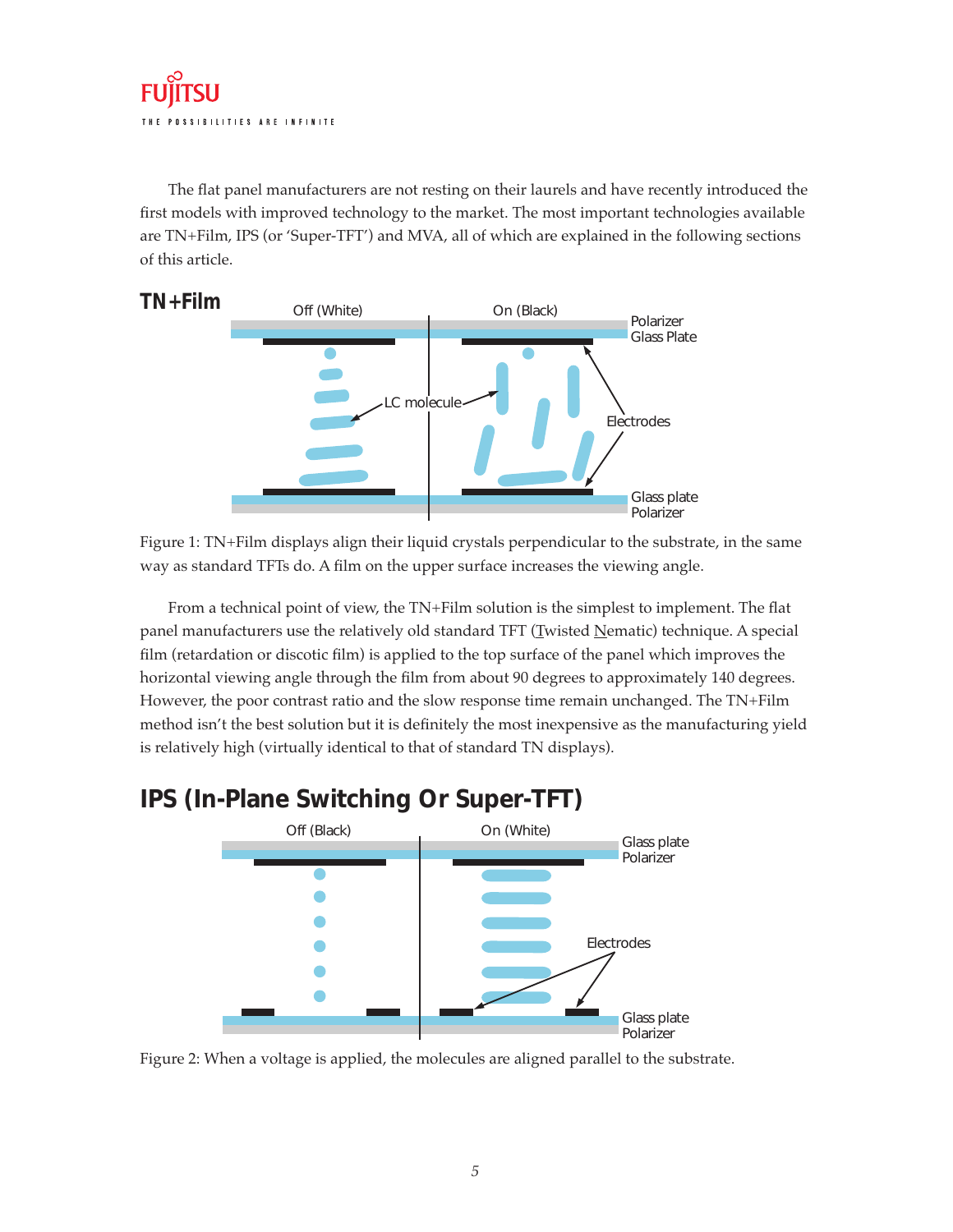The flat panel manufacturers are not resting on their laurels and have recently introduced the first models with improved technology to the market. The most important technologies available are TN+Film, IPS (or 'Super-TFT') and MVA, all of which are explained in the following sections of this article.

## TN+Film

Figure 1: TN+Film displays align their liquid crystals perpendicular to the substrate, in the same way as standard TFTs do. A film on the upper surface increases the viewing angle.

From a technical point of view, the TN+Film solution is the simplest to implement. The flat panel manufacturers use the relatively old standard TFT (Twisted Nematic) technique. A special film (retardation or discotic film) is applied to the top surface of the panel which improves the horizontal viewing angle through the film from about 90 degrees to approximately 140 degrees. However, the poor contrast ratio and the slow response time remain unchanged. The TN+Film method isn't the best solution but it is definitely the most inexpensive as the manufacturing yield is relatively high (virtually identical to that of standard TN displays).

## IPS (In-Plane Switching Or Super-TFT)

Figure 2: When a voltage is applied, the molecules are aligned parallel to the substrate.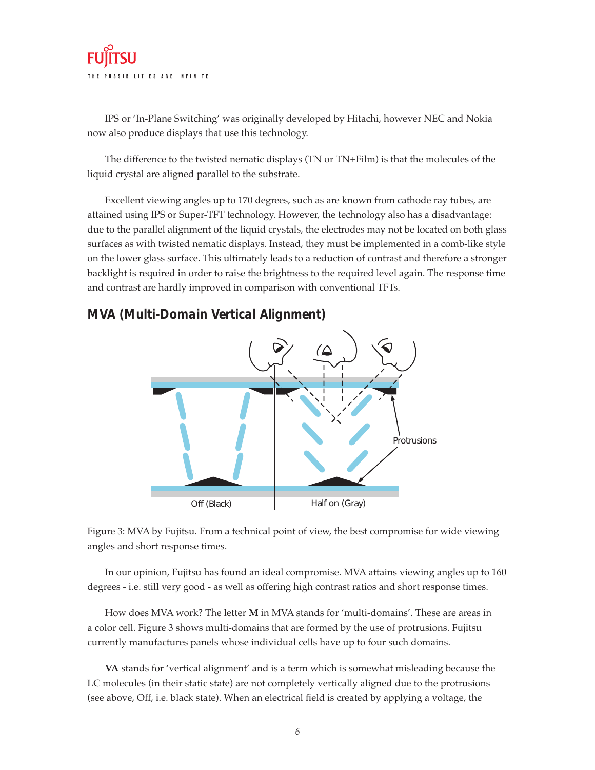IPS or 'In-Plane Switching' was originally developed by Hitachi, however NEC and Nokia now also produce displays that use this technology.

The difference to the twisted nematic displays (TN or TN+Film) is that the molecules of the liquid crystal are aligned parallel to the substrate.

Excellent viewing angles up to 170 degrees, such as are known from cathode ray tubes, are attained using IPS or Super-TFT technology. However, the technology also has a disadvantage: due to the parallel alignment of the liquid crystals, the electrodes may not be located on both glass surfaces as with twisted nematic displays. Instead, they must be implemented in a comb-like style on the lower glass surface. This ultimately leads to a reduction of contrast and therefore a stronger backlight is required in order to raise the brightness to the required level again. The response time and contrast are hardly improved in comparison with conventional TFTs.

## MVA (Multi-Domain Vertical Alignment)

Protrusions

Off (Black) Half on (Gray)

Figure 3: MVA by Fujitsu. From a technical point of view, the best compromise for wide viewing angles and short response times.

In our opinion, Fujitsu has found an ideal compromise. MVA attains viewing angles up to 160 degrees - i.e. still very good - as well as offering high contrast ratios and short response times.

How does MVA work? The letter **M** in MVA stands for 'multi-domains'. These are areas in a color cell. Figure 3 shows multi-domains that are formed by the use of protrusions. Fujitsu currently manufactures panels whose individual cells have up to four such domains.

**VA** stands for 'vertical alignment' and is a term which is somewhat misleading because the LC molecules (in their static state) are not completely vertically aligned due to the protrusions (see above, Off, i.e. black state). When an electrical field is created by applying a voltage, the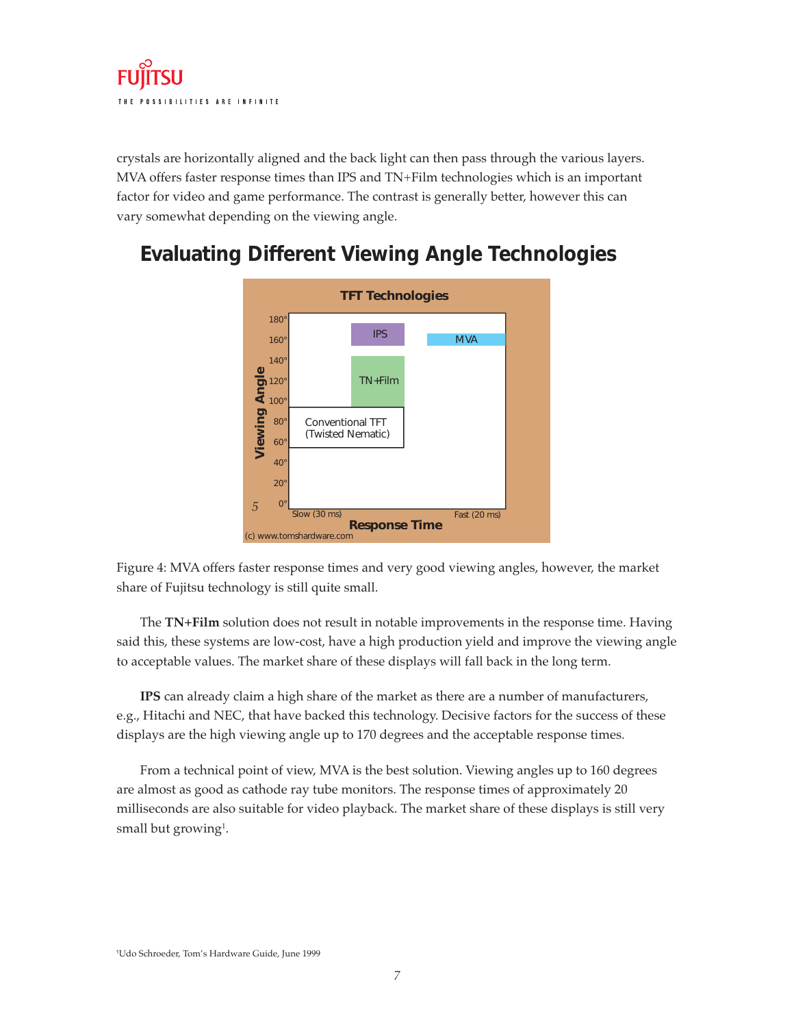crystals are horizontally aligned and the back light can then pass through the various layers. MVA offers faster response times than IPS and TN+Film technologies which is an important factor for video and game performance. The contrast is generally better, however this can vary somewhat depending on the viewing angle.

## Evaluating Different Viewing Angle Technologies

Figure 4: MVA offers faster response times and very good viewing angles, however, the market share of Fujitsu technology is still quite small.

The **TN+Film** solution does not result in notable improvements in the response time. Having said this, these systems are low-cost, have a high production yield and improve the viewing angle to acceptable values. The market share of these displays will fall back in the long term.

**IPS** can already claim a high share of the market as there are a number of manufacturers, e.g., Hitachi and NEC, that have backed this technology. Decisive factors for the success of these displays are the high viewing angle up to 170 degrees and the acceptable response times.

From a technical point of view, MVA is the best solution. Viewing angles up to 160 degrees are almost as good as cathode ray tube monitors. The response times of approximately 20 milliseconds are also suitable for video playback. The market share of these displays is still very small but growing[1].

[1]Udo Schroeder, Tom's Hardware Guide, June 1999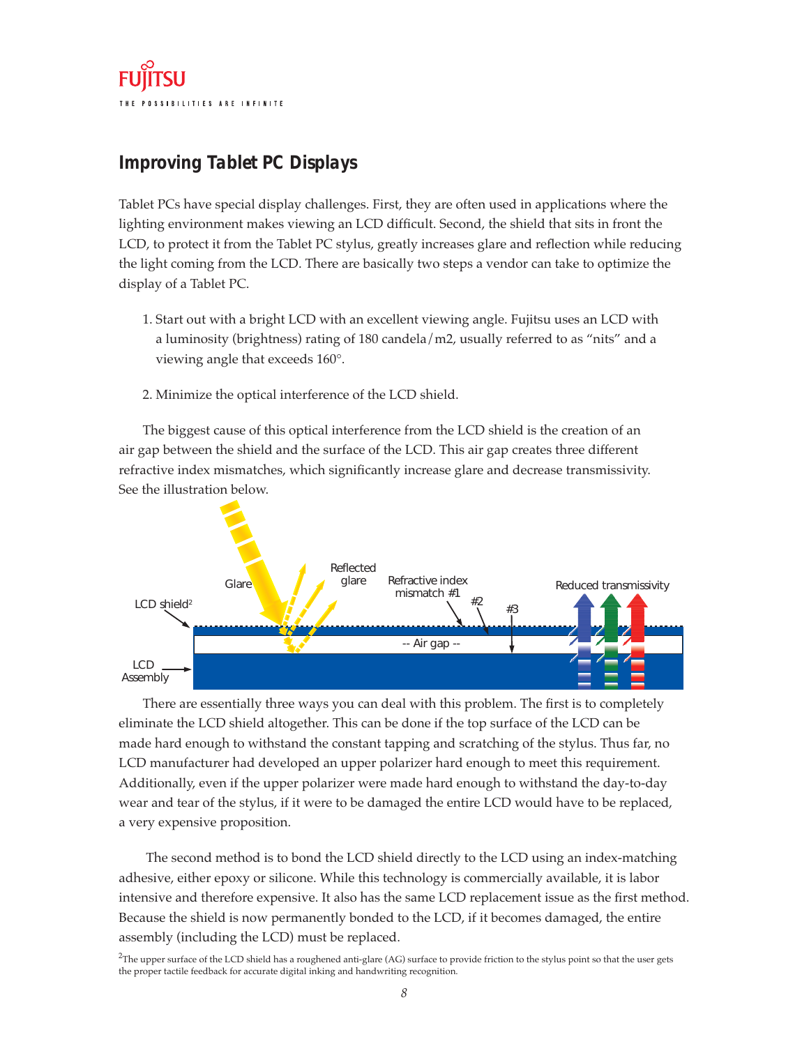## Improving Tablet PC Displays

Tablet PCs have special display challenges. First, they are often used in applications where the lighting environment makes viewing an LCD difficult. Second, the shield that sits in front the LCD, to protect it from the Tablet PC stylus, greatly increases glare and reflection while reducing the light coming from the LCD. There are basically two steps a vendor can take to optimize the display of a Tablet PC.

1. Start out with a bright LCD with an excellent viewing angle. Fujitsu uses an LCD with a luminosity (brightness) rating of 180 candela/m2, usually referred to as "nits" and a viewing angle that exceeds 160°.

2. Minimize the optical interference of the LCD shield.

The biggest cause of this optical interference from the LCD shield is the creation of an air gap between the shield and the surface of the LCD. This air gap creates three different refractive index mismatches, which significantly increase glare and decrease transmissivity. See the illustration below.

Glare | Reflected glare | Refractive index mismatch #1 | #2 | #3 | Reduced transmissivity | LCD shield[2] | -- Air gap -- | LCD Assembly

There are essentially three ways you can deal with this problem. The first is to completely eliminate the LCD shield altogether. This can be done if the top surface of the LCD can be made hard enough to withstand the constant tapping and scratching of the stylus. Thus far, no LCD manufacturer had developed an upper polarizer hard enough to meet this requirement. Additionally, even if the upper polarizer were made hard enough to withstand the day-to-day wear and tear of the stylus, if it were to be damaged the entire LCD would have to be replaced, a very expensive proposition.

The second method is to bond the LCD shield directly to the LCD using an index-matching adhesive, either epoxy or silicone. While this technology is commercially available, it is labor intensive and therefore expensive. It also has the same LCD replacement issue as the first method. Because the shield is now permanently bonded to the LCD, if it becomes damaged, the entire assembly (including the LCD) must be replaced.

[2] The upper surface of the LCD shield has a roughened anti-glare (AG) surface to provide friction to the stylus point so that the user gets the proper tactile feedback for accurate digital inking and handwriting recognition.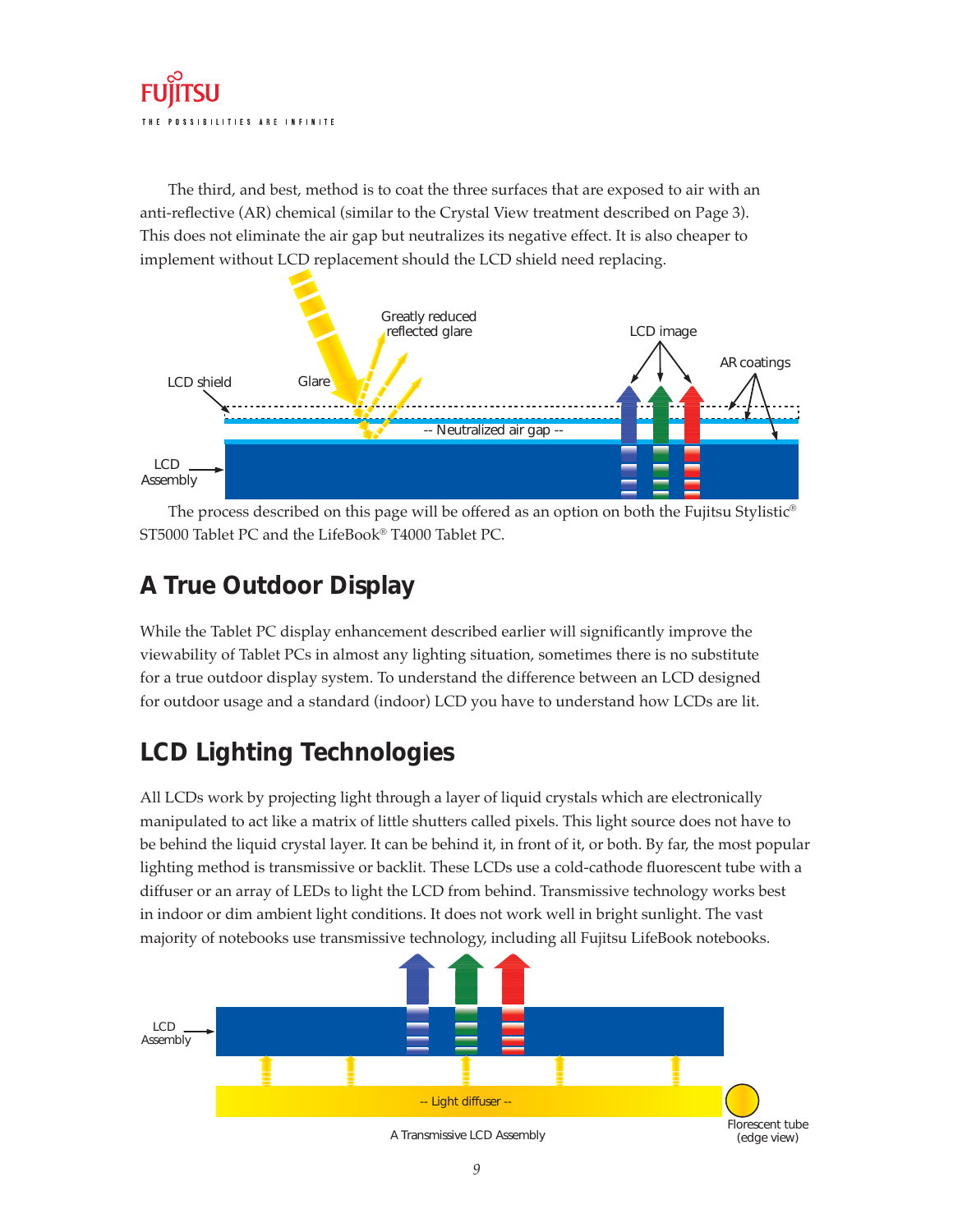The third, and best, method is to coat the three surfaces that are exposed to air with an anti-reflective (AR) chemical (similar to the Crystal View treatment described on Page 3). This does not eliminate the air gap but neutralizes its negative effect. It is also cheaper to implement without LCD replacement should the LCD shield need replacing.

The process described on this page will be offered as an option on both the Fujitsu Stylistic® ST5000 Tablet PC and the LifeBook® T4000 Tablet PC.

## A True Outdoor Display

While the Tablet PC display enhancement described earlier will significantly improve the viewability of Tablet PCs in almost any lighting situation, sometimes there is no substitute for a true outdoor display system. To understand the difference between an LCD designed for outdoor usage and a standard (indoor) LCD you have to understand how LCDs are lit.

## LCD Lighting Technologies

All LCDs work by projecting light through a layer of liquid crystals which are electronically manipulated to act like a matrix of little shutters called pixels. This light source does not have to be behind the liquid crystal layer. It can be behind it, in front of it, or both. By far, the most popular lighting method is transmissive or backlit. These LCDs use a cold-cathode fluorescent tube with a diffuser or an array of LEDs to light the LCD from behind. Transmissive technology works best in indoor or dim ambient light conditions. It does not work well in bright sunlight. The vast majority of notebooks use transmissive technology, including all Fujitsu LifeBook notebooks.

A Transmissive LCD Assembly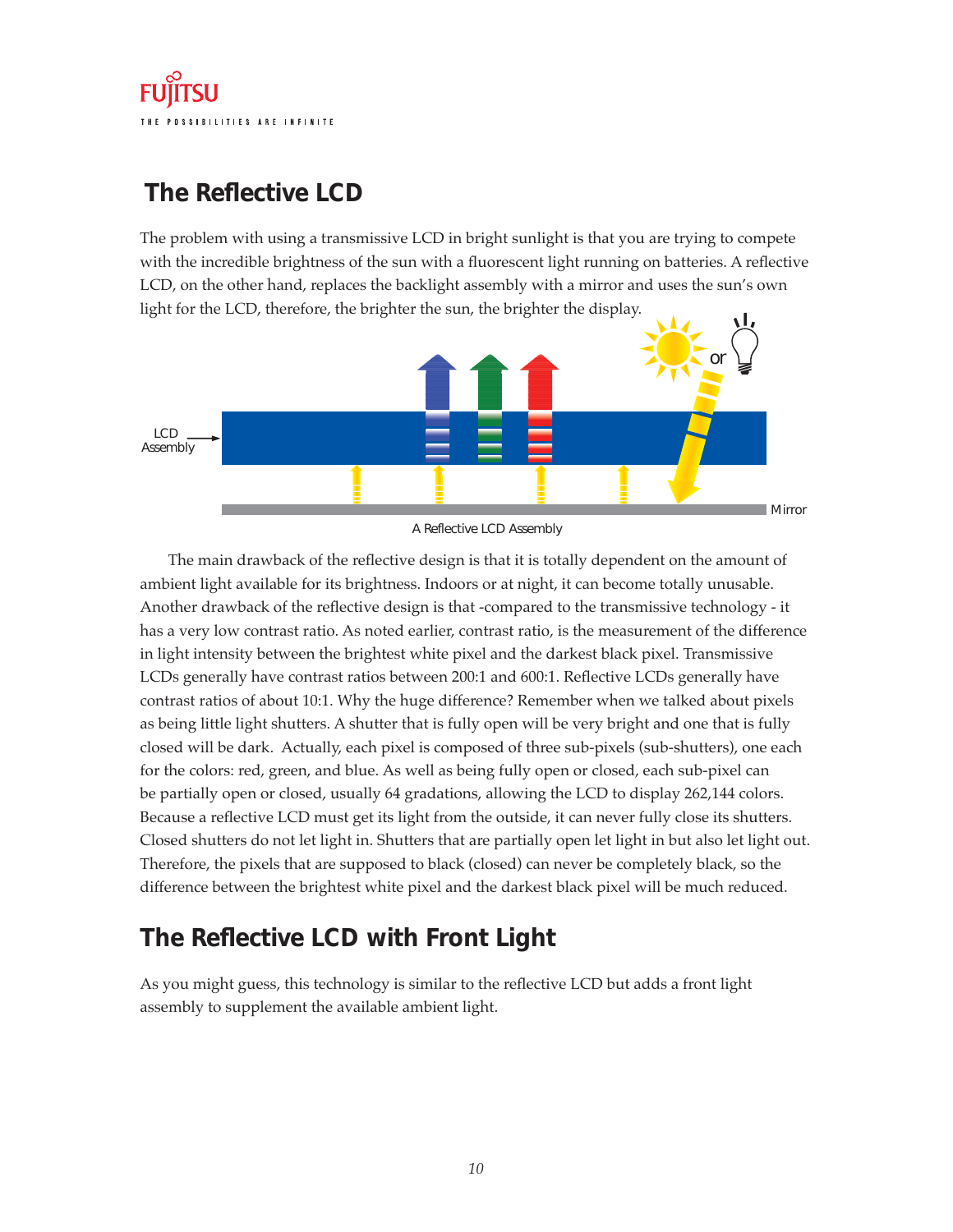## The Reflective LCD

The problem with using a transmissive LCD in bright sunlight is that you are trying to compete with the incredible brightness of the sun with a fluorescent light running on batteries. A reflective LCD, on the other hand, replaces the backlight assembly with a mirror and uses the sun's own light for the LCD, therefore, the brighter the sun, the brighter the display.

A Reflective LCD Assembly

The main drawback of the reflective design is that it is totally dependent on the amount of ambient light available for its brightness. Indoors or at night, it can become totally unusable. Another drawback of the reflective design is that -compared to the transmissive technology - it has a very low contrast ratio. As noted earlier, contrast ratio, is the measurement of the difference in light intensity between the brightest white pixel and the darkest black pixel. Transmissive LCDs generally have contrast ratios between 200:1 and 600:1. Reflective LCDs generally have contrast ratios of about 10:1. Why the huge difference? Remember when we talked about pixels as being little light shutters. A shutter that is fully open will be very bright and one that is fully closed will be dark. Actually, each pixel is composed of three sub-pixels (sub-shutters), one each for the colors: red, green, and blue. As well as being fully open or closed, each sub-pixel can be partially open or closed, usually 64 gradations, allowing the LCD to display 262,144 colors. Because a reflective LCD must get its light from the outside, it can never fully close its shutters. Closed shutters do not let light in. Shutters that are partially open let light in but also let light out. Therefore, the pixels that are supposed to black (closed) can never be completely black, so the difference between the brightest white pixel and the darkest black pixel will be much reduced.

## The Reflective LCD with Front Light

As you might guess, this technology is similar to the reflective LCD but adds a front light assembly to supplement the available ambient light.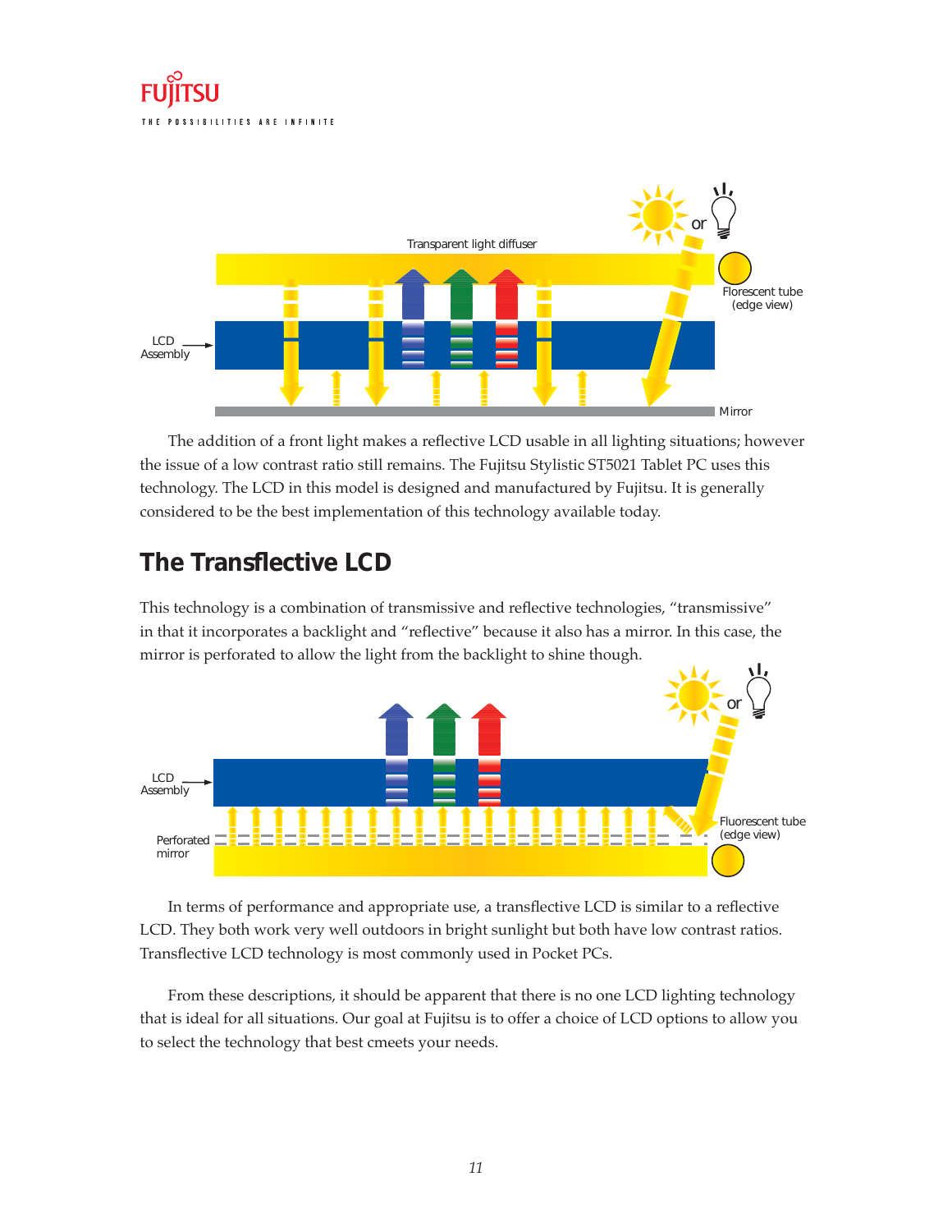The addition of a front light makes a reflective LCD usable in all lighting situations; however the issue of a low contrast ratio still remains. The Fujitsu Stylistic ST5021 Tablet PC uses this technology. The LCD in this model is designed and manufactured by Fujitsu. It is generally considered to be the best implementation of this technology available today.

## The Transflective LCD

This technology is a combination of transmissive and reflective technologies, “transmissive” in that it incorporates a backlight and “reflective” because it also has a mirror. In this case, the mirror is perforated to allow the light from the backlight to shine though.

In terms of performance and appropriate use, a transflective LCD is similar to a reflective LCD. They both work very well outdoors in bright sunlight but both have low contrast ratios. Transflective LCD technology is most commonly used in Pocket PCs.

From these descriptions, it should be apparent that there is no one LCD lighting technology that is ideal for all situations. Our goal at Fujitsu is to offer a choice of LCD options to allow you to select the technology that best cmeets your needs.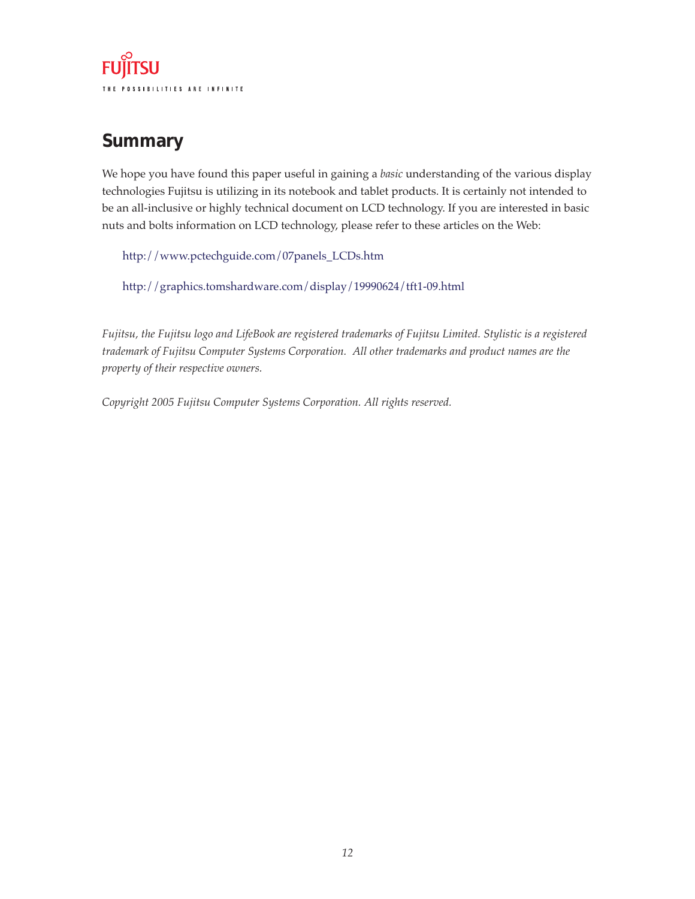## Summary

We hope you have found this paper useful in gaining a *basic* understanding of the various display technologies Fujitsu is utilizing in its notebook and tablet products. It is certainly not intended to be an all-inclusive or highly technical document on LCD technology. If you are interested in basic nuts and bolts information on LCD technology, please refer to these articles on the Web:

http://www.pctechguide.com/07panels_LCDs.htm

http://graphics.tomshardware.com/display/19990624/tft1-09.html

*Fujitsu, the Fujitsu logo and LifeBook are registered trademarks of Fujitsu Limited. Stylistic is a registered trademark of Fujitsu Computer Systems Corporation. All other trademarks and product names are the property of their respective owners.*

*Copyright 2005 Fujitsu Computer Systems Corporation. All rights reserved.*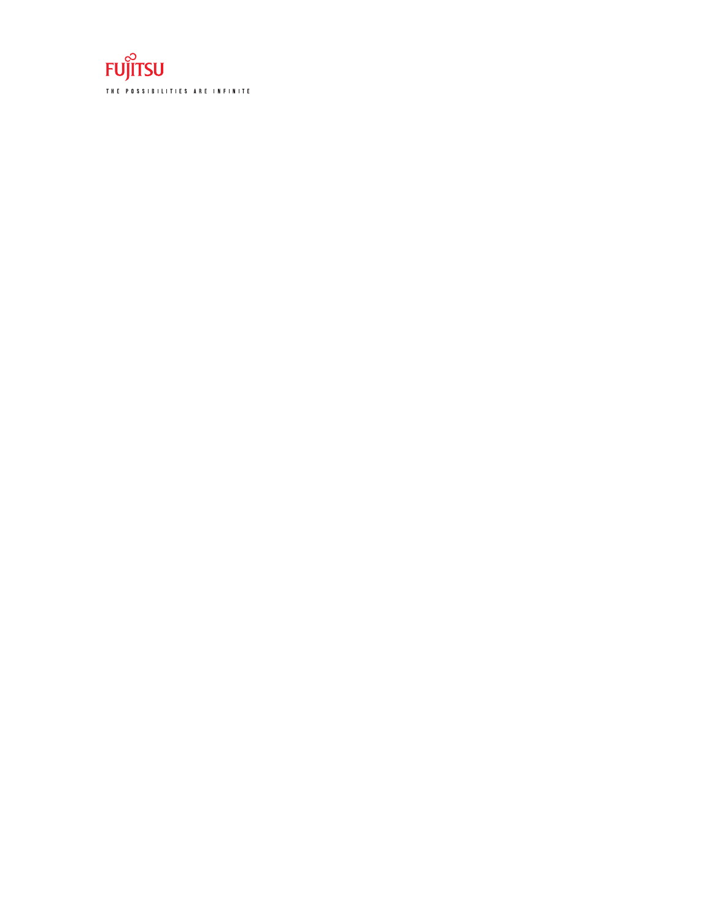FUJITSU

THE POSSIBILITIES ARE INFINITE